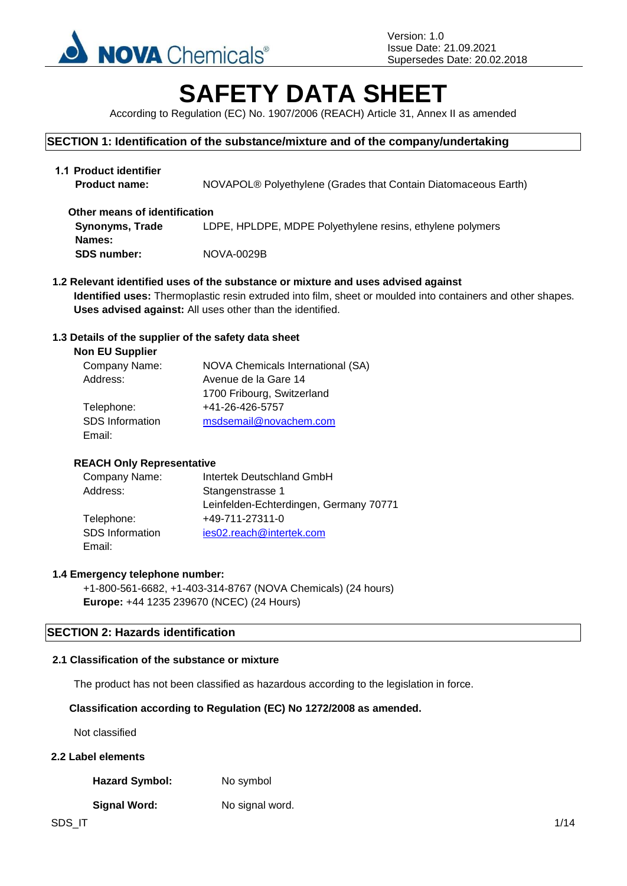Version: 1.0
Issue Date: 21.09.2021
Supersedes Date: 20.02.2018

# SAFETY DATA SHEET

According to Regulation (EC) No. 1907/2006 (REACH) Article 31, Annex II as amended

## SECTION 1: Identification of the substance/mixture and of the company/undertaking

### 1.1 Product identifier

**Product name:** NOVAPOL® Polyethylene (Grades that Contain Diatomaceous Earth)

**Other means of identification**

**Synonyms, Trade Names:** LDPE, HPLDPE, MDPE Polyethylene resins, ethylene polymers

**SDS number:** NOVA-0029B

### 1.2 Relevant identified uses of the substance or mixture and uses advised against

**Identified uses:** Thermoplastic resin extruded into film, sheet or moulded into containers and other shapes.

**Uses advised against:** All uses other than the identified.

### 1.3 Details of the supplier of the safety data sheet

**Non EU Supplier**

Company Name: NOVA Chemicals International (SA)
Address: Avenue de la Gare 14
1700 Fribourg, Switzerland
Telephone: +41-26-426-5757
SDS Information Email: msdsemail@novachem.com

**REACH Only Representative**

Company Name: Intertek Deutschland GmbH
Address: Stangenstrasse 1
Leinfelden-Echterdingen, Germany 70771
Telephone: +49-711-27311-0
SDS Information Email: ies02.reach@intertek.com

### 1.4 Emergency telephone number:

+1-800-561-6682, +1-403-314-8767 (NOVA Chemicals) (24 hours)

**Europe:** +44 1235 239670 (NCEC) (24 Hours)

## SECTION 2: Hazards identification

### 2.1 Classification of the substance or mixture

The product has not been classified as hazardous according to the legislation in force.

**Classification according to Regulation (EC) No 1272/2008 as amended.**

Not classified

### 2.2 Label elements

**Hazard Symbol:** No symbol

**Signal Word:** No signal word.

SDS_IT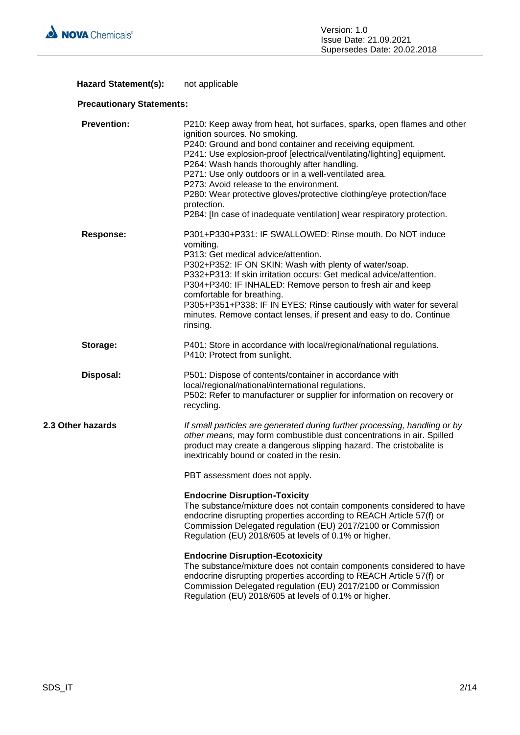**Hazard Statement(s):** not applicable

**Precautionary Statements:**

**Prevention:**

P210: Keep away from heat, hot surfaces, sparks, open flames and other ignition sources. No smoking.
P240: Ground and bond container and receiving equipment.
P241: Use explosion-proof [electrical/ventilating/lighting] equipment.
P264: Wash hands thoroughly after handling.
P271: Use only outdoors or in a well-ventilated area.
P273: Avoid release to the environment.
P280: Wear protective gloves/protective clothing/eye protection/face protection.
P284: [In case of inadequate ventilation] wear respiratory protection.

**Response:**

P301+P330+P331: IF SWALLOWED: Rinse mouth. Do NOT induce vomiting.
P313: Get medical advice/attention.
P302+P352: IF ON SKIN: Wash with plenty of water/soap.
P332+P313: If skin irritation occurs: Get medical advice/attention.
P304+P340: IF INHALED: Remove person to fresh air and keep comfortable for breathing.
P305+P351+P338: IF IN EYES: Rinse cautiously with water for several minutes. Remove contact lenses, if present and easy to do. Continue rinsing.

**Storage:**

P401: Store in accordance with local/regional/national regulations.
P410: Protect from sunlight.

**Disposal:**

P501: Dispose of contents/container in accordance with local/regional/national/international regulations.
P502: Refer to manufacturer or supplier for information on recovery or recycling.

**2.3 Other hazards**

*If small particles are generated during further processing, handling or by other means,* may form combustible dust concentrations in air. Spilled product may create a dangerous slipping hazard. The cristobalite is inextricably bound or coated in the resin.

PBT assessment does not apply.

**Endocrine Disruption-Toxicity**
The substance/mixture does not contain components considered to have endocrine disrupting properties according to REACH Article 57(f) or Commission Delegated regulation (EU) 2017/2100 or Commission Regulation (EU) 2018/605 at levels of 0.1% or higher.

**Endocrine Disruption-Ecotoxicity**
The substance/mixture does not contain components considered to have endocrine disrupting properties according to REACH Article 57(f) or Commission Delegated regulation (EU) 2017/2100 or Commission Regulation (EU) 2018/605 at levels of 0.1% or higher.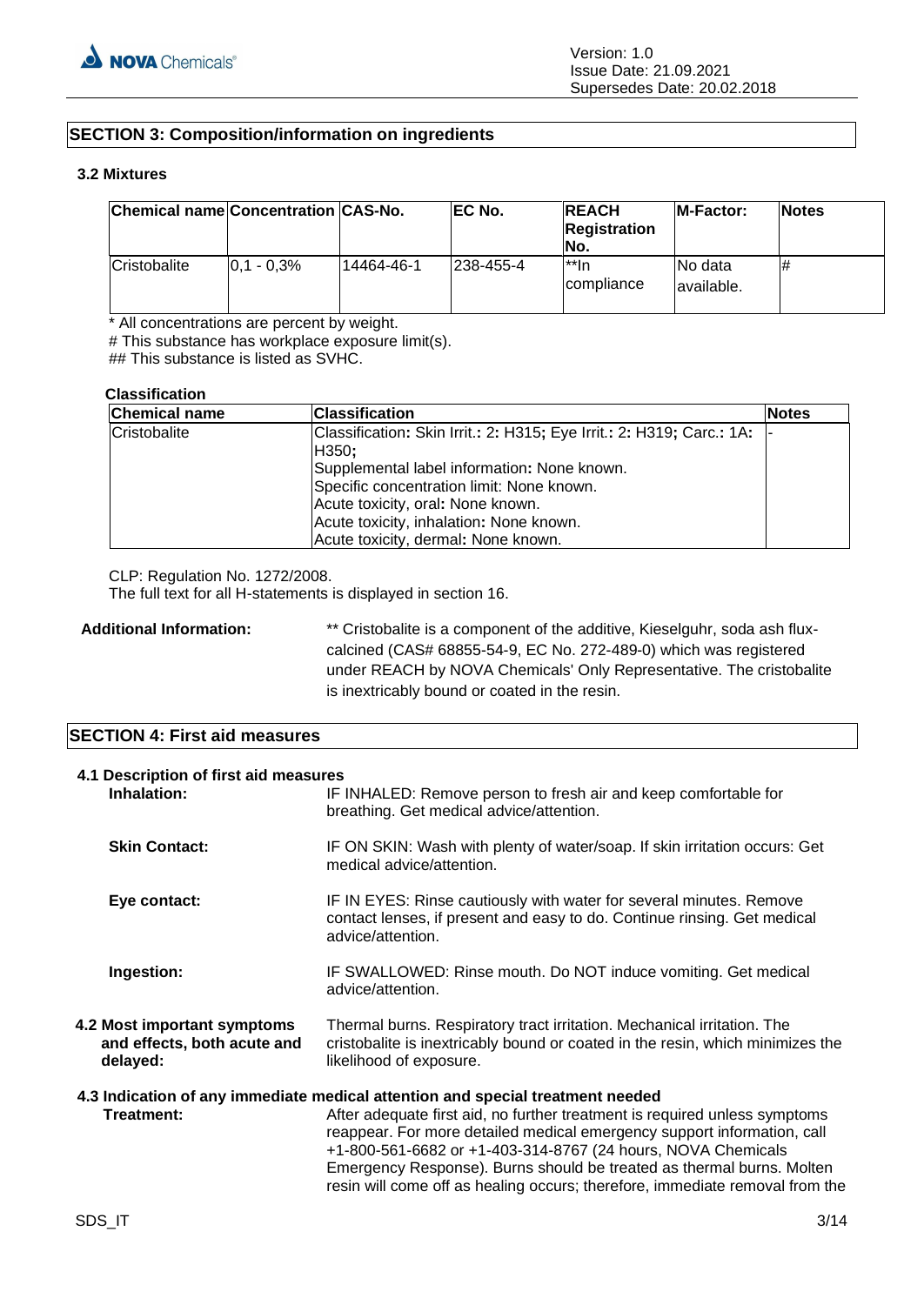## SECTION 3: Composition/information on ingredients

### 3.2 Mixtures

| Chemical name | Concentration | CAS-No. | EC No. | REACH Registration No. | M-Factor: | Notes |
|---|---|---|---|---|---|---|
| Cristobalite | 0,1 - 0,3% | 14464-46-1 | 238-455-4 | **In compliance | No data available. | # |

* All concentrations are percent by weight.

# This substance has workplace exposure limit(s).

## This substance is listed as SVHC.

**Classification**

| Chemical name | Classification | Notes |
|---|---|---|
| Cristobalite | Classification**:** Skin Irrit.**:** 2**:** H315**;** Eye Irrit.**:** 2**:** H319**;** Carc.**:** 1A**:** H350**;**<br>Supplemental label information**:** None known.<br>Specific concentration limit: None known.<br>Acute toxicity, oral**:** None known.<br>Acute toxicity, inhalation**:** None known.<br>Acute toxicity, dermal**:** None known. | - |

CLP: Regulation No. 1272/2008.
The full text for all H-statements is displayed in section 16.

**Additional Information:** ** Cristobalite is a component of the additive, Kieselguhr, soda ash flux-calcined (CAS# 68855-54-9, EC No. 272-489-0) which was registered under REACH by NOVA Chemicals' Only Representative. The cristobalite is inextricably bound or coated in the resin.

## SECTION 4: First aid measures

### 4.1 Description of first aid measures

**Inhalation:** IF INHALED: Remove person to fresh air and keep comfortable for breathing. Get medical advice/attention.

**Skin Contact:** IF ON SKIN: Wash with plenty of water/soap. If skin irritation occurs: Get medical advice/attention.

**Eye contact:** IF IN EYES: Rinse cautiously with water for several minutes. Remove contact lenses, if present and easy to do. Continue rinsing. Get medical advice/attention.

**Ingestion:** IF SWALLOWED: Rinse mouth. Do NOT induce vomiting. Get medical advice/attention.

**4.2 Most important symptoms and effects, both acute and delayed:** Thermal burns. Respiratory tract irritation. Mechanical irritation. The cristobalite is inextricably bound or coated in the resin, which minimizes the likelihood of exposure.

### 4.3 Indication of any immediate medical attention and special treatment needed

**Treatment:** After adequate first aid, no further treatment is required unless symptoms reappear. For more detailed medical emergency support information, call +1-800-561-6682 or +1-403-314-8767 (24 hours, NOVA Chemicals Emergency Response). Burns should be treated as thermal burns. Molten resin will come off as healing occurs; therefore, immediate removal from the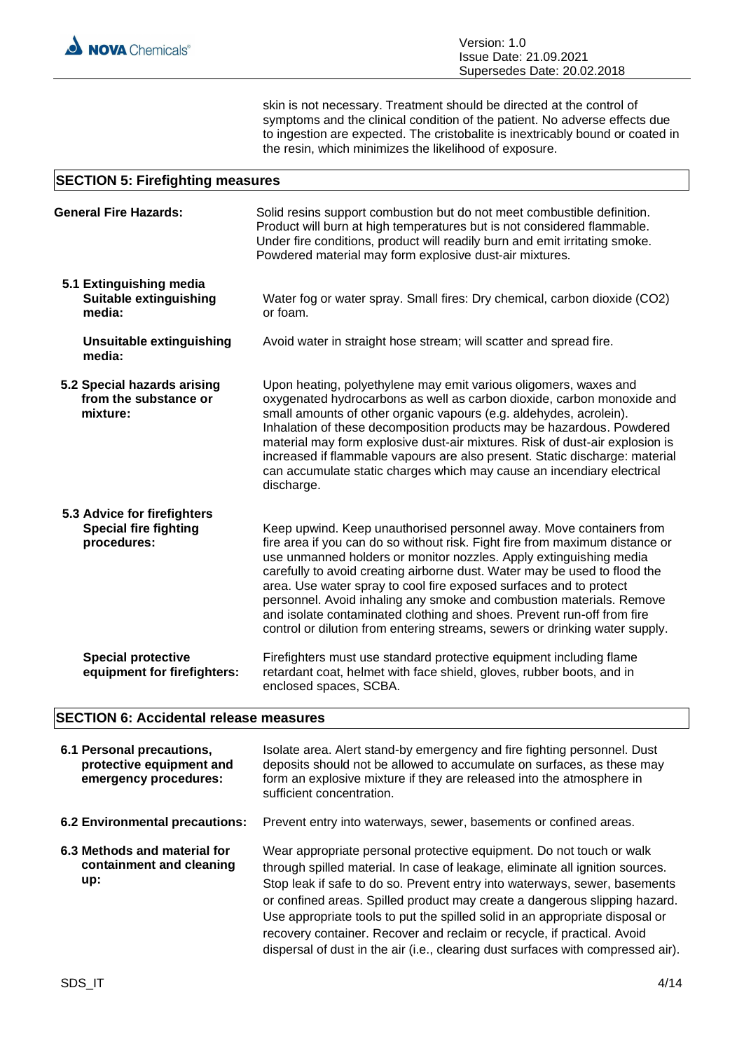skin is not necessary. Treatment should be directed at the control of symptoms and the clinical condition of the patient. No adverse effects due to ingestion are expected. The cristobalite is inextricably bound or coated in the resin, which minimizes the likelihood of exposure.

## SECTION 5: Firefighting measures

**General Fire Hazards:** Solid resins support combustion but do not meet combustible definition. Product will burn at high temperatures but is not considered flammable. Under fire conditions, product will readily burn and emit irritating smoke. Powdered material may form explosive dust-air mixtures.

**5.1 Extinguishing media**

**Suitable extinguishing media:** Water fog or water spray. Small fires: Dry chemical, carbon dioxide ($CO_2$) or foam.

**Unsuitable extinguishing media:** Avoid water in straight hose stream; will scatter and spread fire.

**5.2 Special hazards arising from the substance or mixture:** Upon heating, polyethylene may emit various oligomers, waxes and oxygenated hydrocarbons as well as carbon dioxide, carbon monoxide and small amounts of other organic vapours (e.g. aldehydes, acrolein). Inhalation of these decomposition products may be hazardous. Powdered material may form explosive dust-air mixtures. Risk of dust-air explosion is increased if flammable vapours are also present. Static discharge: material can accumulate static charges which may cause an incendiary electrical discharge.

**5.3 Advice for firefighters**

**Special fire fighting procedures:** Keep upwind. Keep unauthorised personnel away. Move containers from fire area if you can do so without risk. Fight fire from maximum distance or use unmanned holders or monitor nozzles. Apply extinguishing media carefully to avoid creating airborne dust. Water may be used to flood the area. Use water spray to cool fire exposed surfaces and to protect personnel. Avoid inhaling any smoke and combustion materials. Remove and isolate contaminated clothing and shoes. Prevent run-off from fire control or dilution from entering streams, sewers or drinking water supply.

**Special protective equipment for firefighters:** Firefighters must use standard protective equipment including flame retardant coat, helmet with face shield, gloves, rubber boots, and in enclosed spaces, SCBA.

## SECTION 6: Accidental release measures

**6.1 Personal precautions, protective equipment and emergency procedures:** Isolate area. Alert stand-by emergency and fire fighting personnel. Dust deposits should not be allowed to accumulate on surfaces, as these may form an explosive mixture if they are released into the atmosphere in sufficient concentration.

**6.2 Environmental precautions:** Prevent entry into waterways, sewer, basements or confined areas.

**6.3 Methods and material for containment and cleaning up:** Wear appropriate personal protective equipment. Do not touch or walk through spilled material. In case of leakage, eliminate all ignition sources. Stop leak if safe to do so. Prevent entry into waterways, sewer, basements or confined areas. Spilled product may create a dangerous slipping hazard. Use appropriate tools to put the spilled solid in an appropriate disposal or recovery container. Recover and reclaim or recycle, if practical. Avoid dispersal of dust in the air (i.e., clearing dust surfaces with compressed air).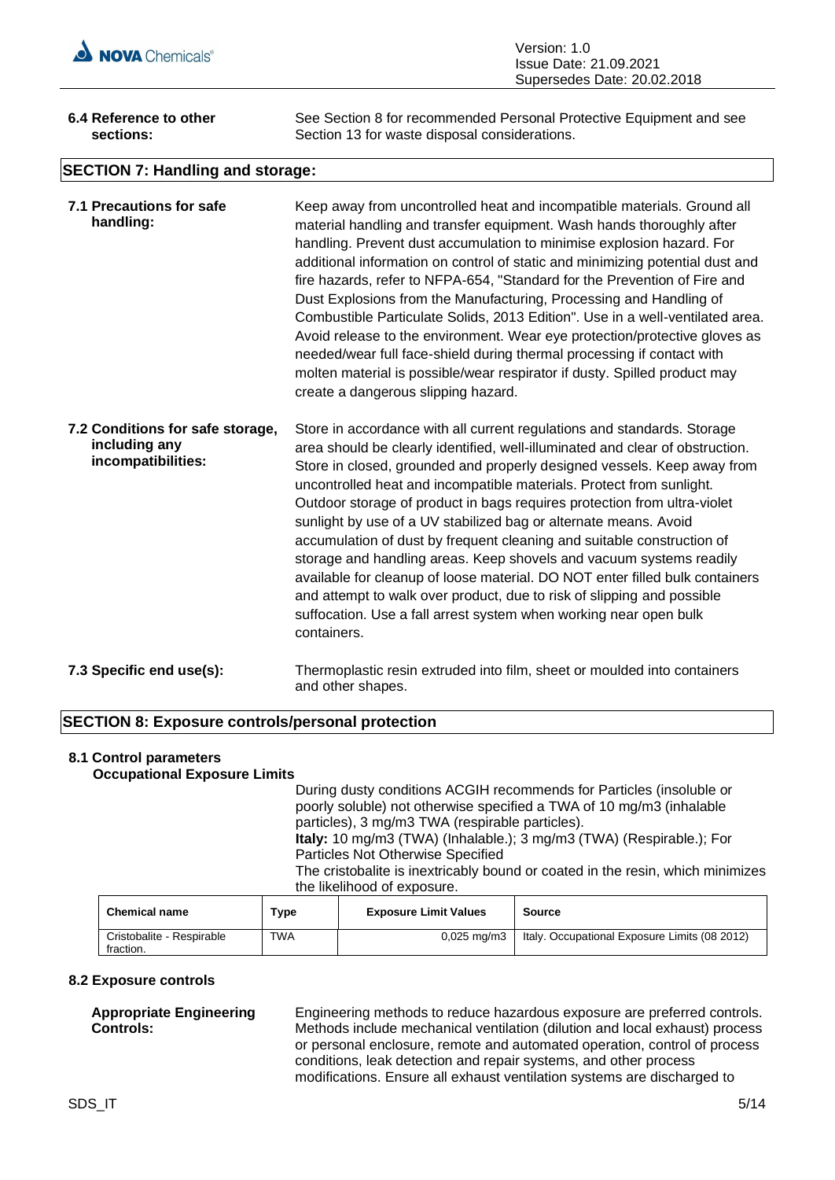**6.4 Reference to other sections:** See Section 8 for recommended Personal Protective Equipment and see Section 13 for waste disposal considerations.

## SECTION 7: Handling and storage:

**7.1 Precautions for safe handling:** Keep away from uncontrolled heat and incompatible materials. Ground all material handling and transfer equipment. Wash hands thoroughly after handling. Prevent dust accumulation to minimise explosion hazard. For additional information on control of static and minimizing potential dust and fire hazards, refer to NFPA-654, "Standard for the Prevention of Fire and Dust Explosions from the Manufacturing, Processing and Handling of Combustible Particulate Solids, 2013 Edition". Use in a well-ventilated area. Avoid release to the environment. Wear eye protection/protective gloves as needed/wear full face-shield during thermal processing if contact with molten material is possible/wear respirator if dusty. Spilled product may create a dangerous slipping hazard.

**7.2 Conditions for safe storage, including any incompatibilities:** Store in accordance with all current regulations and standards. Storage area should be clearly identified, well-illuminated and clear of obstruction. Store in closed, grounded and properly designed vessels. Keep away from uncontrolled heat and incompatible materials. Protect from sunlight. Outdoor storage of product in bags requires protection from ultra-violet sunlight by use of a UV stabilized bag or alternate means. Avoid accumulation of dust by frequent cleaning and suitable construction of storage and handling areas. Keep shovels and vacuum systems readily available for cleanup of loose material. DO NOT enter filled bulk containers and attempt to walk over product, due to risk of slipping and possible suffocation. Use a fall arrest system when working near open bulk containers.

**7.3 Specific end use(s):** Thermoplastic resin extruded into film, sheet or moulded into containers and other shapes.

## SECTION 8: Exposure controls/personal protection

### 8.1 Control parameters

**Occupational Exposure Limits**

During dusty conditions ACGIH recommends for Particles (insoluble or poorly soluble) not otherwise specified a TWA of 10 mg/m3 (inhalable particles), 3 mg/m3 TWA (respirable particles).
**Italy:** 10 mg/m3 (TWA) (Inhalable.); 3 mg/m3 (TWA) (Respirable.); For Particles Not Otherwise Specified
The cristobalite is inextricably bound or coated in the resin, which minimizes the likelihood of exposure.

| Chemical name | Type | Exposure Limit Values | Source |
|---|---|---|---|
| Cristobalite - Respirable fraction. | TWA | 0,025 mg/m3 | Italy. Occupational Exposure Limits (08 2012) |

### 8.2 Exposure controls

**Appropriate Engineering Controls:** Engineering methods to reduce hazardous exposure are preferred controls. Methods include mechanical ventilation (dilution and local exhaust) process or personal enclosure, remote and automated operation, control of process conditions, leak detection and repair systems, and other process modifications. Ensure all exhaust ventilation systems are discharged to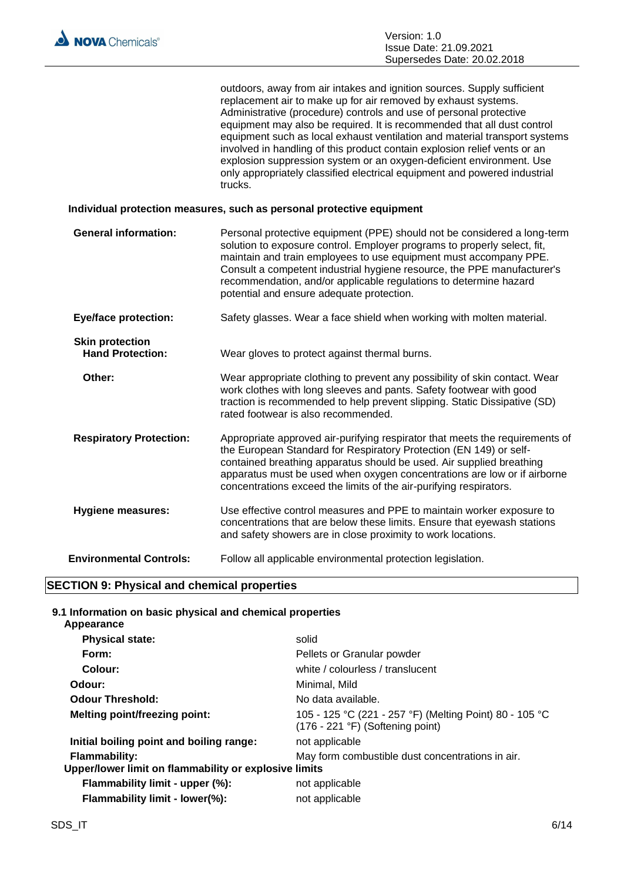outdoors, away from air intakes and ignition sources. Supply sufficient replacement air to make up for air removed by exhaust systems. Administrative (procedure) controls and use of personal protective equipment may also be required. It is recommended that all dust control equipment such as local exhaust ventilation and material transport systems involved in handling of this product contain explosion relief vents or an explosion suppression system or an oxygen-deficient environment. Use only appropriately classified electrical equipment and powered industrial trucks.

**Individual protection measures, such as personal protective equipment**

**General information:** Personal protective equipment (PPE) should not be considered a long-term solution to exposure control. Employer programs to properly select, fit, maintain and train employees to use equipment must accompany PPE. Consult a competent industrial hygiene resource, the PPE manufacturer's recommendation, and/or applicable regulations to determine hazard potential and ensure adequate protection.

**Eye/face protection:** Safety glasses. Wear a face shield when working with molten material.

**Skin protection**

**Hand Protection:** Wear gloves to protect against thermal burns.

**Other:** Wear appropriate clothing to prevent any possibility of skin contact. Wear work clothes with long sleeves and pants. Safety footwear with good traction is recommended to help prevent slipping. Static Dissipative (SD) rated footwear is also recommended.

**Respiratory Protection:** Appropriate approved air-purifying respirator that meets the requirements of the European Standard for Respiratory Protection (EN 149) or self-contained breathing apparatus should be used. Air supplied breathing apparatus must be used when oxygen concentrations are low or if airborne concentrations exceed the limits of the air-purifying respirators.

**Hygiene measures:** Use effective control measures and PPE to maintain worker exposure to concentrations that are below these limits. Ensure that eyewash stations and safety showers are in close proximity to work locations.

**Environmental Controls:** Follow all applicable environmental protection legislation.

## SECTION 9: Physical and chemical properties

### 9.1 Information on basic physical and chemical properties

**Appearance**

| | |
|---|---|
| **Physical state:** | solid |
| **Form:** | Pellets or Granular powder |
| **Colour:** | white / colourless / translucent |
| **Odour:** | Minimal, Mild |
| **Odour Threshold:** | No data available. |
| **Melting point/freezing point:** | 105 - 125 °C (221 - 257 °F) (Melting Point) 80 - 105 °C (176 - 221 °F) (Softening point) |
| **Initial boiling point and boiling range:** | not applicable |
| **Flammability:** | May form combustible dust concentrations in air. |
| **Upper/lower limit on flammability or explosive limits** | |
| **Flammability limit - upper (%):** | not applicable |
| **Flammability limit - lower(%):** | not applicable |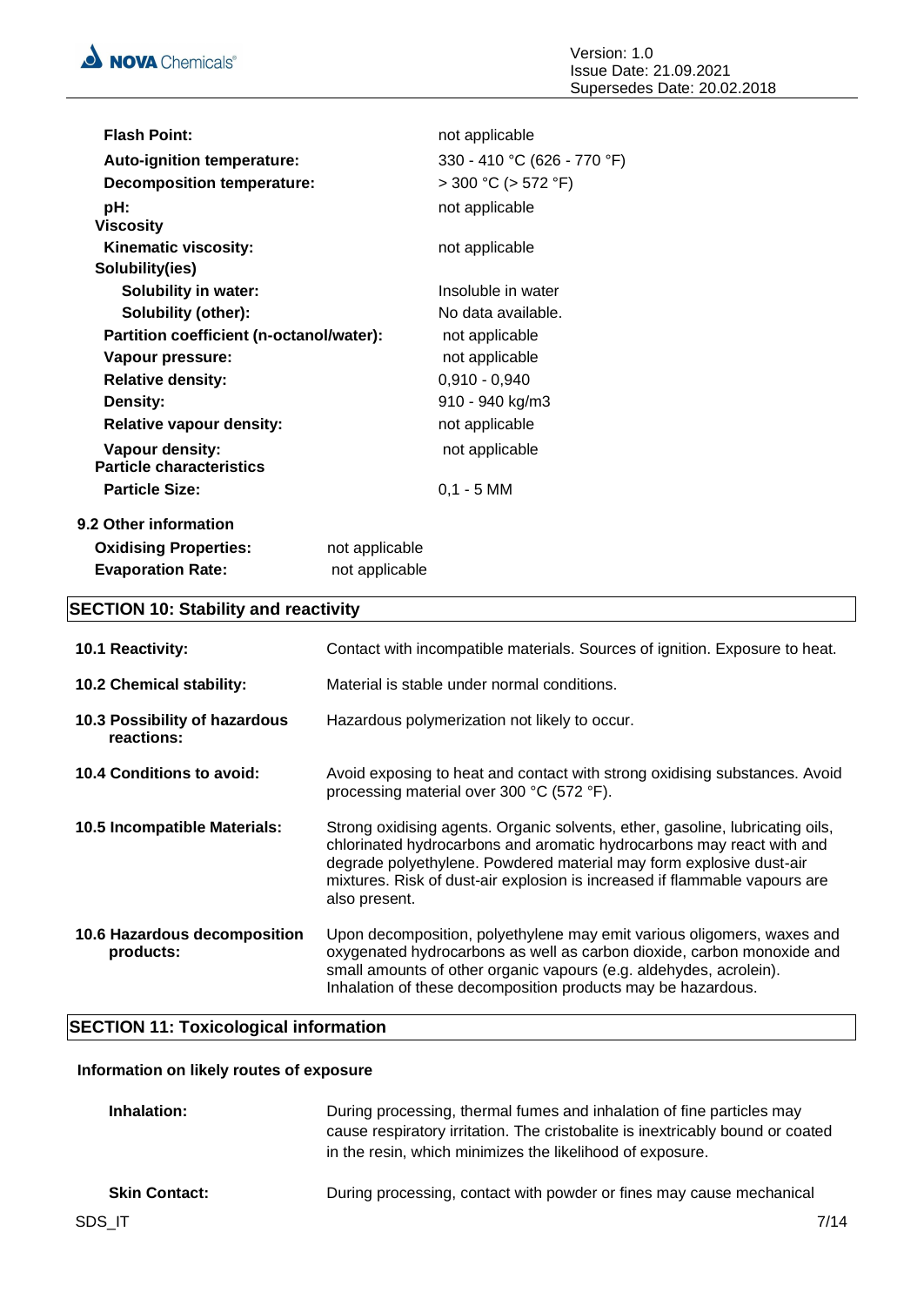| | |
|---|---|
| **Flash Point:** | not applicable |
| **Auto-ignition temperature:** | 330 - 410 °C (626 - 770 °F) |
| **Decomposition temperature:** | > 300 °C (> 572 °F) |
| **pH:** | not applicable |
| **Viscosity** | |
| **Kinematic viscosity:** | not applicable |
| **Solubility(ies)** | |
| **Solubility in water:** | Insoluble in water |
| **Solubility (other):** | No data available. |
| **Partition coefficient (n-octanol/water):** | not applicable |
| **Vapour pressure:** | not applicable |
| **Relative density:** | 0,910 - 0,940 |
| **Density:** | 910 - 940 kg/m3 |
| **Relative vapour density:** | not applicable |
| **Vapour density:** | not applicable |
| **Particle characteristics** | |
| **Particle Size:** | 0,1 - 5 MM |

### 9.2 Other information

| | |
|---|---|
| **Oxidising Properties:** | not applicable |
| **Evaporation Rate:** | not applicable |

## SECTION 10: Stability and reactivity

| | |
|---|---|
| **10.1 Reactivity:** | Contact with incompatible materials. Sources of ignition. Exposure to heat. |
| **10.2 Chemical stability:** | Material is stable under normal conditions. |
| **10.3 Possibility of hazardous reactions:** | Hazardous polymerization not likely to occur. |
| **10.4 Conditions to avoid:** | Avoid exposing to heat and contact with strong oxidising substances. Avoid processing material over 300 °C (572 °F). |
| **10.5 Incompatible Materials:** | Strong oxidising agents. Organic solvents, ether, gasoline, lubricating oils, chlorinated hydrocarbons and aromatic hydrocarbons may react with and degrade polyethylene. Powdered material may form explosive dust-air mixtures. Risk of dust-air explosion is increased if flammable vapours are also present. |
| **10.6 Hazardous decomposition products:** | Upon decomposition, polyethylene may emit various oligomers, waxes and oxygenated hydrocarbons as well as carbon dioxide, carbon monoxide and small amounts of other organic vapours (e.g. aldehydes, acrolein). Inhalation of these decomposition products may be hazardous. |

## SECTION 11: Toxicological information

### Information on likely routes of exposure

| | |
|---|---|
| **Inhalation:** | During processing, thermal fumes and inhalation of fine particles may cause respiratory irritation. The cristobalite is inextricably bound or coated in the resin, which minimizes the likelihood of exposure. |
| **Skin Contact:** | During processing, contact with powder or fines may cause mechanical |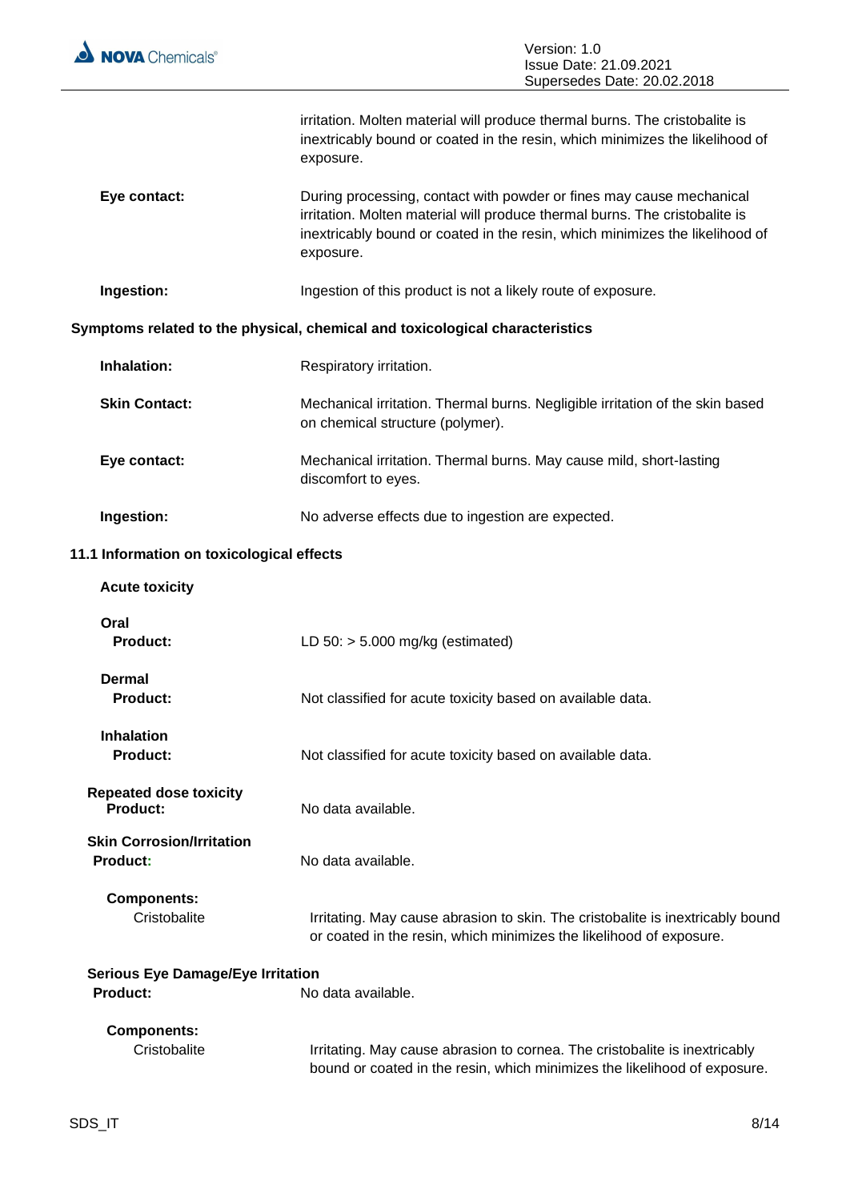irritation. Molten material will produce thermal burns. The cristobalite is inextricably bound or coated in the resin, which minimizes the likelihood of exposure.

**Eye contact:** During processing, contact with powder or fines may cause mechanical irritation. Molten material will produce thermal burns. The cristobalite is inextricably bound or coated in the resin, which minimizes the likelihood of exposure.

**Ingestion:** Ingestion of this product is not a likely route of exposure.

**Symptoms related to the physical, chemical and toxicological characteristics**

**Inhalation:** Respiratory irritation.

**Skin Contact:** Mechanical irritation. Thermal burns. Negligible irritation of the skin based on chemical structure (polymer).

**Eye contact:** Mechanical irritation. Thermal burns. May cause mild, short-lasting discomfort to eyes.

**Ingestion:** No adverse effects due to ingestion are expected.

### 11.1 Information on toxicological effects

**Acute toxicity**

**Oral**
**Product:** LD 50: > 5.000 mg/kg (estimated)

**Dermal**
**Product:** Not classified for acute toxicity based on available data.

**Inhalation**
**Product:** Not classified for acute toxicity based on available data.

**Repeated dose toxicity**
**Product:** No data available.

**Skin Corrosion/Irritation**
**Product:** No data available.

**Components:**
Cristobalite: Irritating. May cause abrasion to skin. The cristobalite is inextricably bound or coated in the resin, which minimizes the likelihood of exposure.

**Serious Eye Damage/Eye Irritation**
**Product:** No data available.

**Components:**
Cristobalite: Irritating. May cause abrasion to cornea. The cristobalite is inextricably bound or coated in the resin, which minimizes the likelihood of exposure.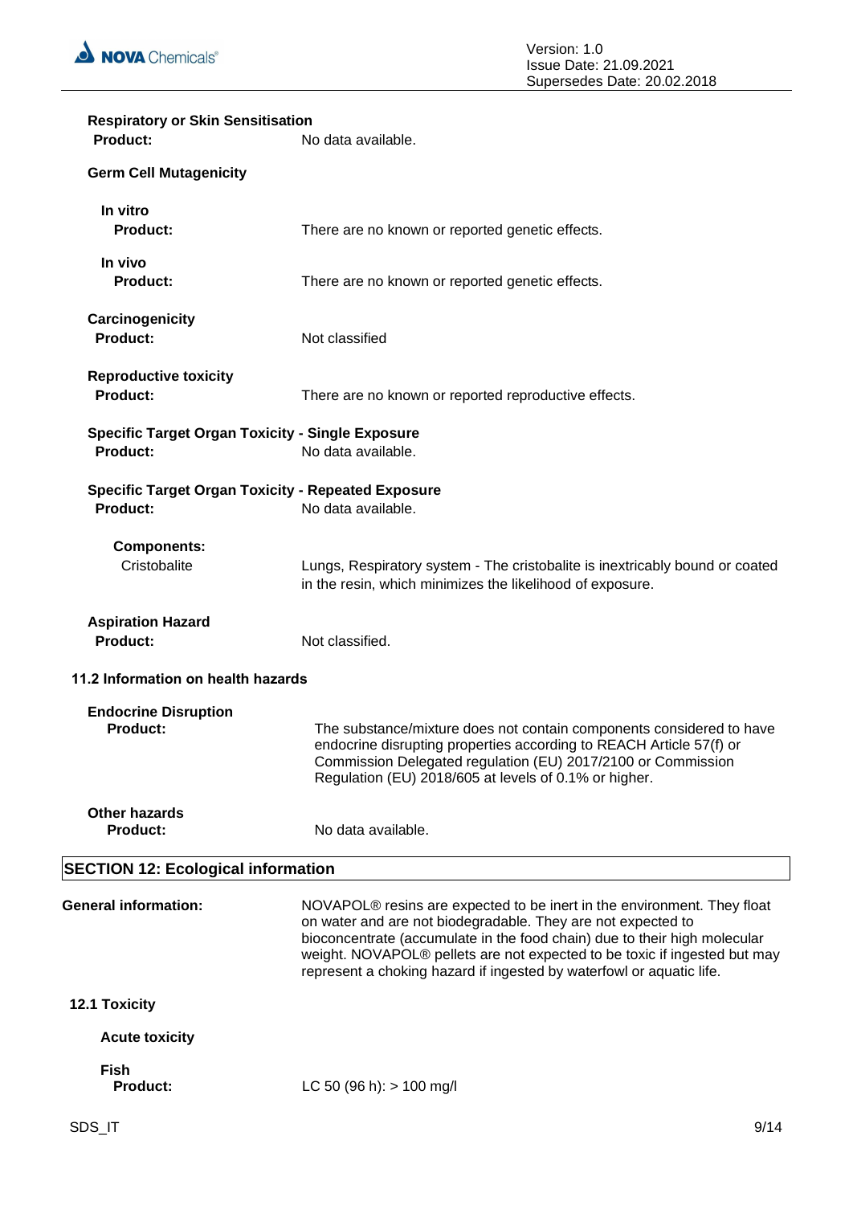**Respiratory or Skin Sensitisation**

**Product:** No data available.

**Germ Cell Mutagenicity**

**In vitro**

**Product:** There are no known or reported genetic effects.

**In vivo**

**Product:** There are no known or reported genetic effects.

**Carcinogenicity**

**Product:** Not classified

**Reproductive toxicity**

**Product:** There are no known or reported reproductive effects.

**Specific Target Organ Toxicity - Single Exposure**

**Product:** No data available.

**Specific Target Organ Toxicity - Repeated Exposure**

**Product:** No data available.

**Components:**

Cristobalite: Lungs, Respiratory system - The cristobalite is inextricably bound or coated in the resin, which minimizes the likelihood of exposure.

**Aspiration Hazard**

**Product:** Not classified.

### 11.2 Information on health hazards

**Endocrine Disruption**

**Product:** The substance/mixture does not contain components considered to have endocrine disrupting properties according to REACH Article 57(f) or Commission Delegated regulation (EU) 2017/2100 or Commission Regulation (EU) 2018/605 at levels of 0.1% or higher.

**Other hazards**

**Product:** No data available.

## SECTION 12: Ecological information

**General information:** NOVAPOL® resins are expected to be inert in the environment. They float on water and are not biodegradable. They are not expected to bioconcentrate (accumulate in the food chain) due to their high molecular weight. NOVAPOL® pellets are not expected to be toxic if ingested but may represent a choking hazard if ingested by waterfowl or aquatic life.

### 12.1 Toxicity

**Acute toxicity**

**Fish**

**Product:** LC 50 (96 h): > 100 mg/l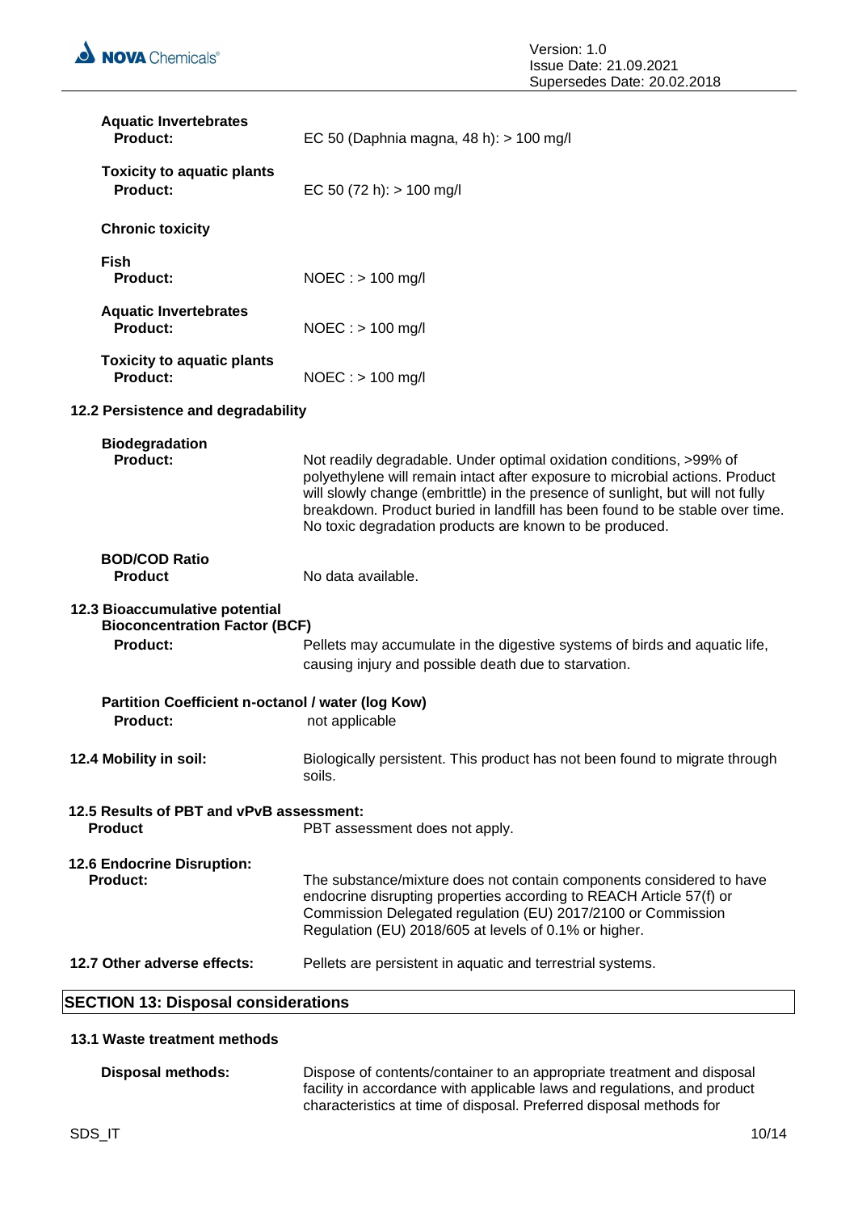**Aquatic Invertebrates**

**Product:** EC 50 (Daphnia magna, 48 h): > 100 mg/l

**Toxicity to aquatic plants**

**Product:** EC 50 (72 h): > 100 mg/l

**Chronic toxicity**

**Fish**

**Product:** NOEC : > 100 mg/l

**Aquatic Invertebrates**

**Product:** NOEC : > 100 mg/l

**Toxicity to aquatic plants**

**Product:** NOEC : > 100 mg/l

### 12.2 Persistence and degradability

**Biodegradation**

**Product:** Not readily degradable. Under optimal oxidation conditions, >99% of polyethylene will remain intact after exposure to microbial actions. Product will slowly change (embrittle) in the presence of sunlight, but will not fully breakdown. Product buried in landfill has been found to be stable over time. No toxic degradation products are known to be produced.

**BOD/COD Ratio**

**Product** No data available.

### 12.3 Bioaccumulative potential

**Bioconcentration Factor (BCF)**

**Product:** Pellets may accumulate in the digestive systems of birds and aquatic life, causing injury and possible death due to starvation.

**Partition Coefficient n-octanol / water (log Kow)**

**Product:** not applicable

**12.4 Mobility in soil:** Biologically persistent. This product has not been found to migrate through soils.

### 12.5 Results of PBT and vPvB assessment:

**Product** PBT assessment does not apply.

### 12.6 Endocrine Disruption:

**Product:** The substance/mixture does not contain components considered to have endocrine disrupting properties according to REACH Article 57(f) or Commission Delegated regulation (EU) 2017/2100 or Commission Regulation (EU) 2018/605 at levels of 0.1% or higher.

**12.7 Other adverse effects:** Pellets are persistent in aquatic and terrestrial systems.

## SECTION 13: Disposal considerations

### 13.1 Waste treatment methods

**Disposal methods:** Dispose of contents/container to an appropriate treatment and disposal facility in accordance with applicable laws and regulations, and product characteristics at time of disposal. Preferred disposal methods for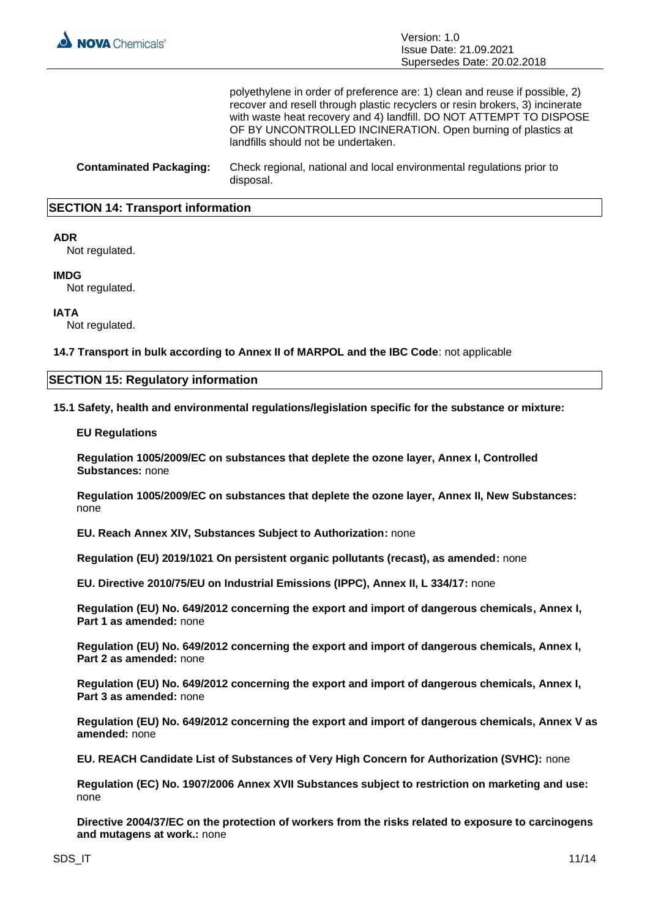polyethylene in order of preference are: 1) clean and reuse if possible, 2) recover and resell through plastic recyclers or resin brokers, 3) incinerate with waste heat recovery and 4) landfill. DO NOT ATTEMPT TO DISPOSE OF BY UNCONTROLLED INCINERATION. Open burning of plastics at landfills should not be undertaken.

**Contaminated Packaging:** Check regional, national and local environmental regulations prior to disposal.

## SECTION 14: Transport information

**ADR**
Not regulated.

**IMDG**
Not regulated.

**IATA**
Not regulated.

**14.7 Transport in bulk according to Annex II of MARPOL and the IBC Code**: not applicable

## SECTION 15: Regulatory information

**15.1 Safety, health and environmental regulations/legislation specific for the substance or mixture:**

**EU Regulations**

**Regulation 1005/2009/EC on substances that deplete the ozone layer, Annex I, Controlled Substances:** none

**Regulation 1005/2009/EC on substances that deplete the ozone layer, Annex II, New Substances:** none

**EU. Reach Annex XIV, Substances Subject to Authorization:** none

**Regulation (EU) 2019/1021 On persistent organic pollutants (recast), as amended:** none

**EU. Directive 2010/75/EU on Industrial Emissions (IPPC), Annex II, L 334/17:** none

**Regulation (EU) No. 649/2012 concerning the export and import of dangerous chemicals, Annex I, Part 1 as amended:** none

**Regulation (EU) No. 649/2012 concerning the export and import of dangerous chemicals, Annex I, Part 2 as amended:** none

**Regulation (EU) No. 649/2012 concerning the export and import of dangerous chemicals, Annex I, Part 3 as amended:** none

**Regulation (EU) No. 649/2012 concerning the export and import of dangerous chemicals, Annex V as amended:** none

**EU. REACH Candidate List of Substances of Very High Concern for Authorization (SVHC):** none

**Regulation (EC) No. 1907/2006 Annex XVII Substances subject to restriction on marketing and use:** none

**Directive 2004/37/EC on the protection of workers from the risks related to exposure to carcinogens and mutagens at work.:** none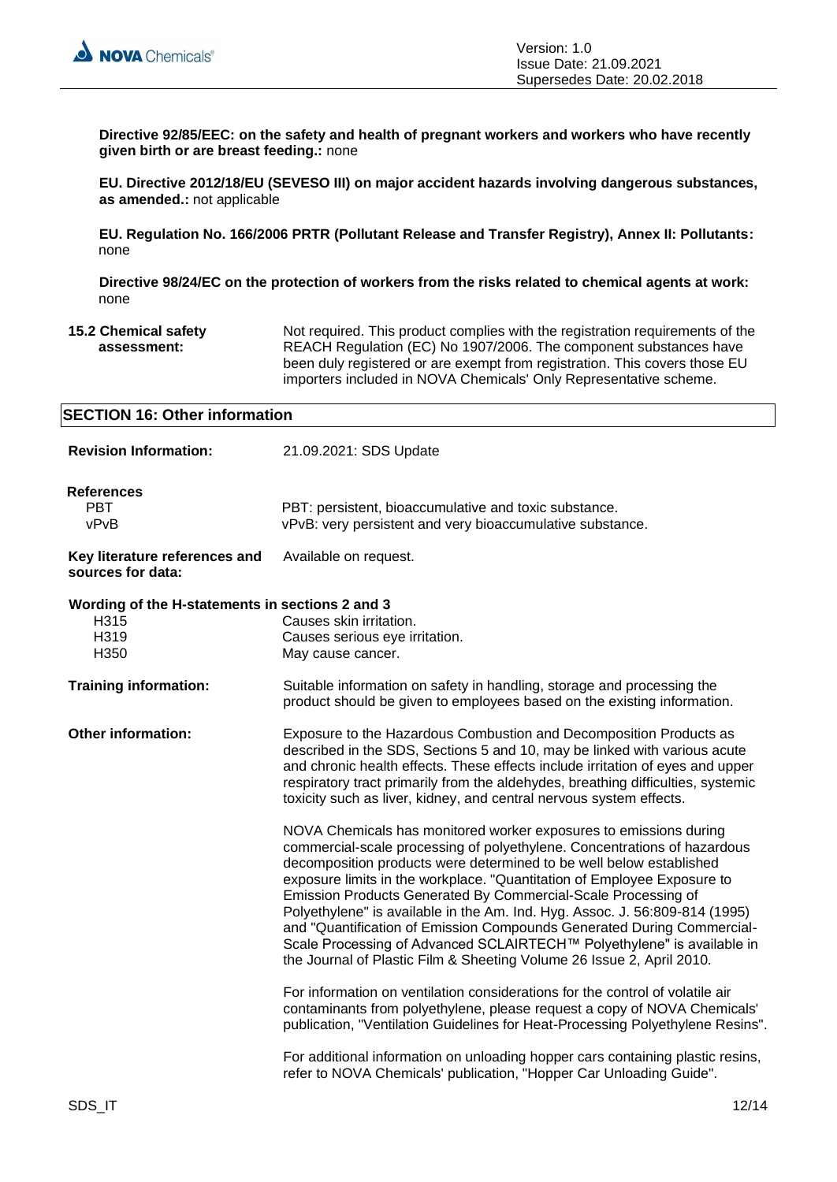**Directive 92/85/EEC: on the safety and health of pregnant workers and workers who have recently given birth or are breast feeding.:** none

**EU. Directive 2012/18/EU (SEVESO III) on major accident hazards involving dangerous substances, as amended.:** not applicable

**EU. Regulation No. 166/2006 PRTR (Pollutant Release and Transfer Registry), Annex II: Pollutants:** none

**Directive 98/24/EC on the protection of workers from the risks related to chemical agents at work:** none

**15.2 Chemical safety assessment:** Not required. This product complies with the registration requirements of the REACH Regulation (EC) No 1907/2006. The component substances have been duly registered or are exempt from registration. This covers those EU importers included in NOVA Chemicals' Only Representative scheme.

## SECTION 16: Other information

**Revision Information:** 21.09.2021: SDS Update

**References**

| | |
|---|---|
| PBT | PBT: persistent, bioaccumulative and toxic substance. |
| vPvB | vPvB: very persistent and very bioaccumulative substance. |

**Key literature references and sources for data:** Available on request.

**Wording of the H-statements in sections 2 and 3**

| | |
|---|---|
| H315 | Causes skin irritation. |
| H319 | Causes serious eye irritation. |
| H350 | May cause cancer. |

**Training information:** Suitable information on safety in handling, storage and processing the product should be given to employees based on the existing information.

**Other information:** Exposure to the Hazardous Combustion and Decomposition Products as described in the SDS, Sections 5 and 10, may be linked with various acute and chronic health effects. These effects include irritation of eyes and upper respiratory tract primarily from the aldehydes, breathing difficulties, systemic toxicity such as liver, kidney, and central nervous system effects.

NOVA Chemicals has monitored worker exposures to emissions during commercial-scale processing of polyethylene. Concentrations of hazardous decomposition products were determined to be well below established exposure limits in the workplace. "Quantitation of Employee Exposure to Emission Products Generated By Commercial-Scale Processing of Polyethylene" is available in the Am. Ind. Hyg. Assoc. J. 56:809-814 (1995) and "Quantification of Emission Compounds Generated During Commercial-Scale Processing of Advanced SCLAIRTECH™ Polyethylene" is available in the Journal of Plastic Film & Sheeting Volume 26 Issue 2, April 2010.

For information on ventilation considerations for the control of volatile air contaminants from polyethylene, please request a copy of NOVA Chemicals' publication, "Ventilation Guidelines for Heat-Processing Polyethylene Resins".

For additional information on unloading hopper cars containing plastic resins, refer to NOVA Chemicals' publication, "Hopper Car Unloading Guide".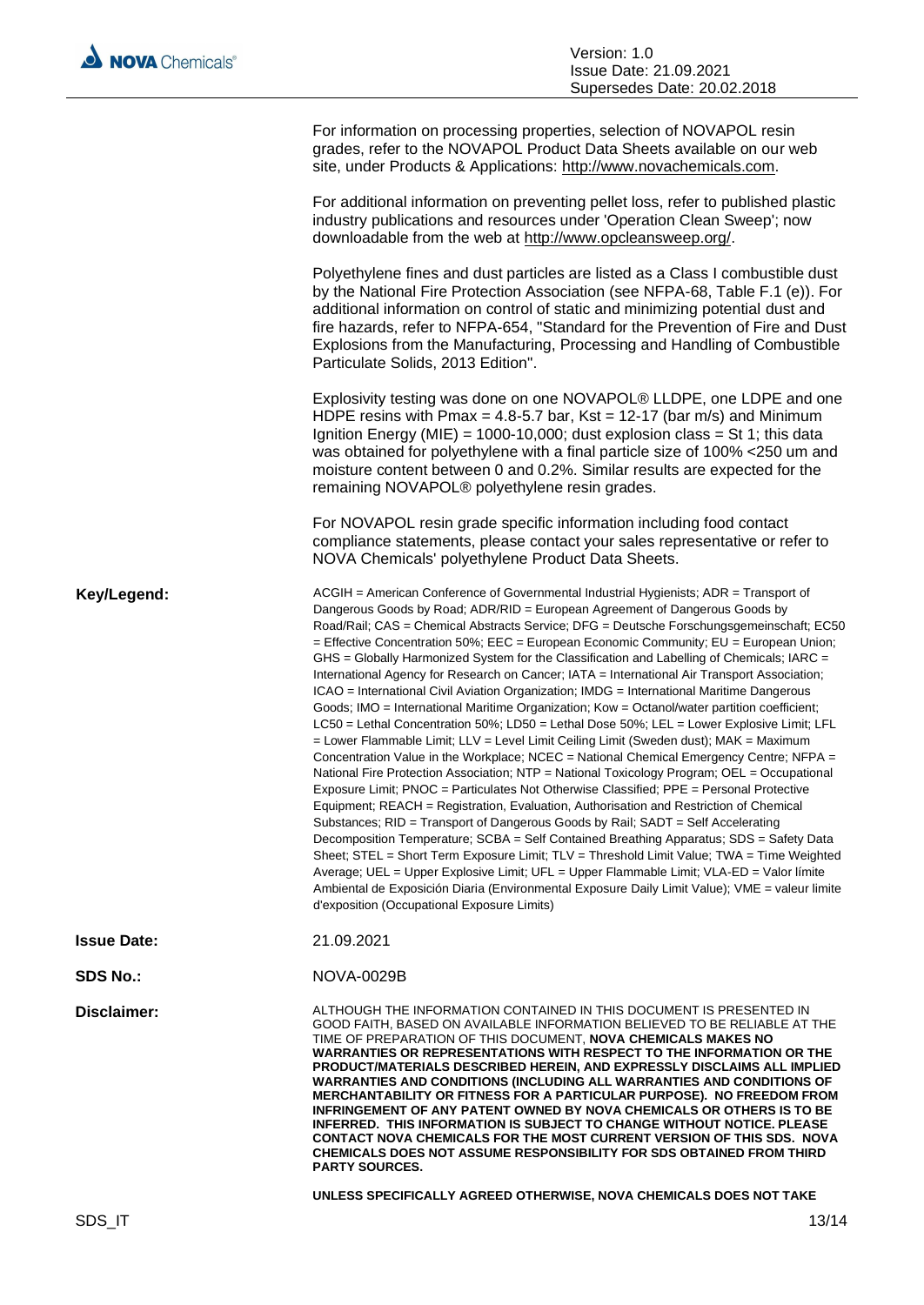For information on processing properties, selection of NOVAPOL resin grades, refer to the NOVAPOL Product Data Sheets available on our web site, under Products & Applications: http://www.novachemicals.com.

For additional information on preventing pellet loss, refer to published plastic industry publications and resources under 'Operation Clean Sweep'; now downloadable from the web at http://www.opcleansweep.org/.

Polyethylene fines and dust particles are listed as a Class I combustible dust by the National Fire Protection Association (see NFPA-68, Table F.1 (e)). For additional information on control of static and minimizing potential dust and fire hazards, refer to NFPA-654, "Standard for the Prevention of Fire and Dust Explosions from the Manufacturing, Processing and Handling of Combustible Particulate Solids, 2013 Edition".

Explosivity testing was done on one NOVAPOL® LLDPE, one LDPE and one HDPE resins with Pmax = 4.8-5.7 bar, Kst = 12-17 (bar m/s) and Minimum Ignition Energy (MIE) = 1000-10,000; dust explosion class = St 1; this data was obtained for polyethylene with a final particle size of 100% <250 um and moisture content between 0 and 0.2%. Similar results are expected for the remaining NOVAPOL® polyethylene resin grades.

For NOVAPOL resin grade specific information including food contact compliance statements, please contact your sales representative or refer to NOVA Chemicals' polyethylene Product Data Sheets.

**Key/Legend:** ACGIH = American Conference of Governmental Industrial Hygienists; ADR = Transport of Dangerous Goods by Road; ADR/RID = European Agreement of Dangerous Goods by Road/Rail; CAS = Chemical Abstracts Service; DFG = Deutsche Forschungsgemeinschaft; EC50 = Effective Concentration 50%; EEC = European Economic Community; EU = European Union; GHS = Globally Harmonized System for the Classification and Labelling of Chemicals; IARC = International Agency for Research on Cancer; IATA = International Air Transport Association; ICAO = International Civil Aviation Organization; IMDG = International Maritime Dangerous Goods; IMO = International Maritime Organization; Kow = Octanol/water partition coefficient; LC50 = Lethal Concentration 50%; LD50 = Lethal Dose 50%; LEL = Lower Explosive Limit; LFL = Lower Flammable Limit; LLV = Level Limit Ceiling Limit (Sweden dust); MAK = Maximum Concentration Value in the Workplace; NCEC = National Chemical Emergency Centre; NFPA = National Fire Protection Association; NTP = National Toxicology Program; OEL = Occupational Exposure Limit; PNOC = Particulates Not Otherwise Classified; PPE = Personal Protective Equipment; REACH = Registration, Evaluation, Authorisation and Restriction of Chemical Substances; RID = Transport of Dangerous Goods by Rail; SADT = Self Accelerating Decomposition Temperature; SCBA = Self Contained Breathing Apparatus; SDS = Safety Data Sheet; STEL = Short Term Exposure Limit; TLV = Threshold Limit Value; TWA = Time Weighted Average; UEL = Upper Explosive Limit; UFL = Upper Flammable Limit; VLA-ED = Valor límite Ambiental de Exposición Diaria (Environmental Exposure Daily Limit Value); VME = valeur limite d'exposition (Occupational Exposure Limits)

**Issue Date:** 21.09.2021

**SDS No.:** NOVA-0029B

**Disclaimer:** ALTHOUGH THE INFORMATION CONTAINED IN THIS DOCUMENT IS PRESENTED IN GOOD FAITH, BASED ON AVAILABLE INFORMATION BELIEVED TO BE RELIABLE AT THE TIME OF PREPARATION OF THIS DOCUMENT, **NOVA CHEMICALS MAKES NO WARRANTIES OR REPRESENTATIONS WITH RESPECT TO THE INFORMATION OR THE PRODUCT/MATERIALS DESCRIBED HEREIN, AND EXPRESSLY DISCLAIMS ALL IMPLIED WARRANTIES AND CONDITIONS (INCLUDING ALL WARRANTIES AND CONDITIONS OF MERCHANTABILITY OR FITNESS FOR A PARTICULAR PURPOSE). NO FREEDOM FROM INFRINGEMENT OF ANY PATENT OWNED BY NOVA CHEMICALS OR OTHERS IS TO BE INFERRED. THIS INFORMATION IS SUBJECT TO CHANGE WITHOUT NOTICE. PLEASE CONTACT NOVA CHEMICALS FOR THE MOST CURRENT VERSION OF THIS SDS. NOVA CHEMICALS DOES NOT ASSUME RESPONSIBILITY FOR SDS OBTAINED FROM THIRD PARTY SOURCES.**

**UNLESS SPECIFICALLY AGREED OTHERWISE, NOVA CHEMICALS DOES NOT TAKE**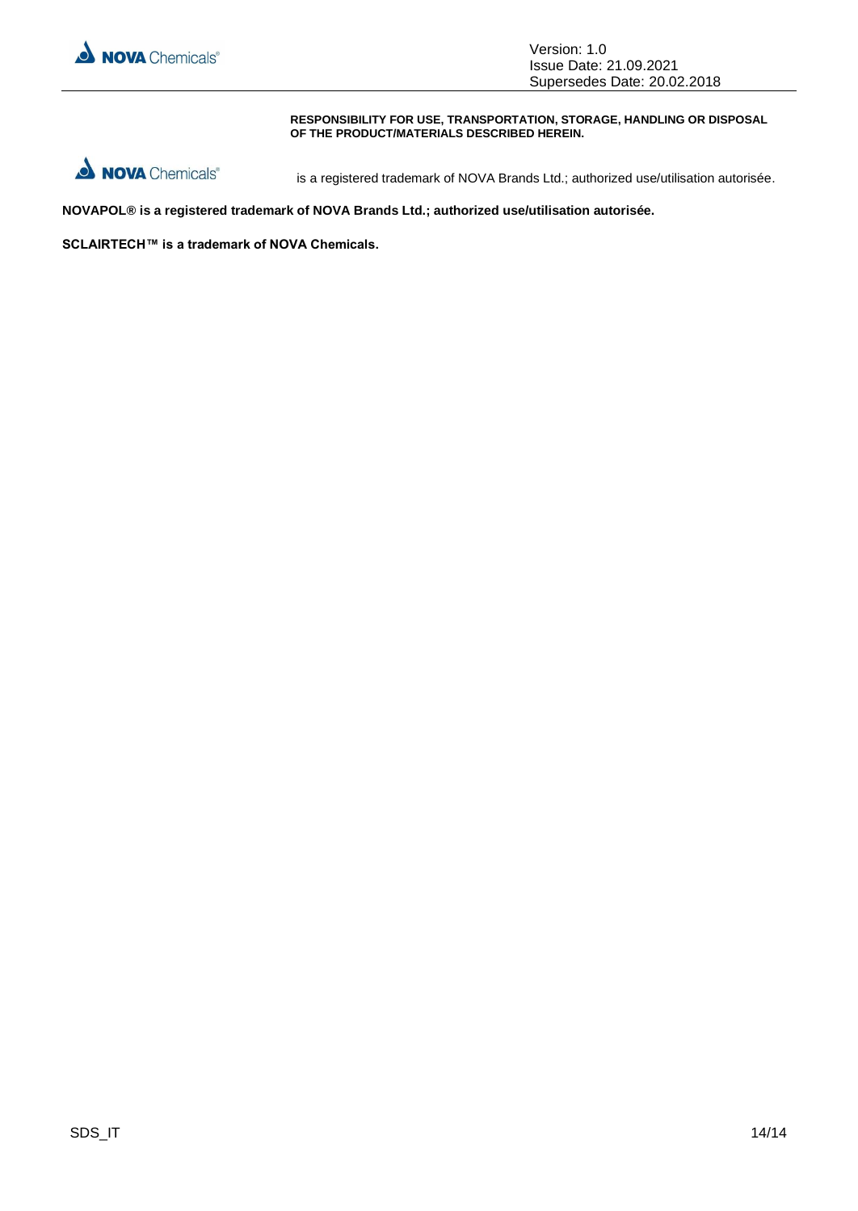**RESPONSIBILITY FOR USE, TRANSPORTATION, STORAGE, HANDLING OR DISPOSAL OF THE PRODUCT/MATERIALS DESCRIBED HEREIN.**

NOVA Chemicals® is a registered trademark of NOVA Brands Ltd.; authorized use/utilisation autorisée.

**NOVAPOL® is a registered trademark of NOVA Brands Ltd.; authorized use/utilisation autorisée.**

**SCLAIRTECH™ is a trademark of NOVA Chemicals.**